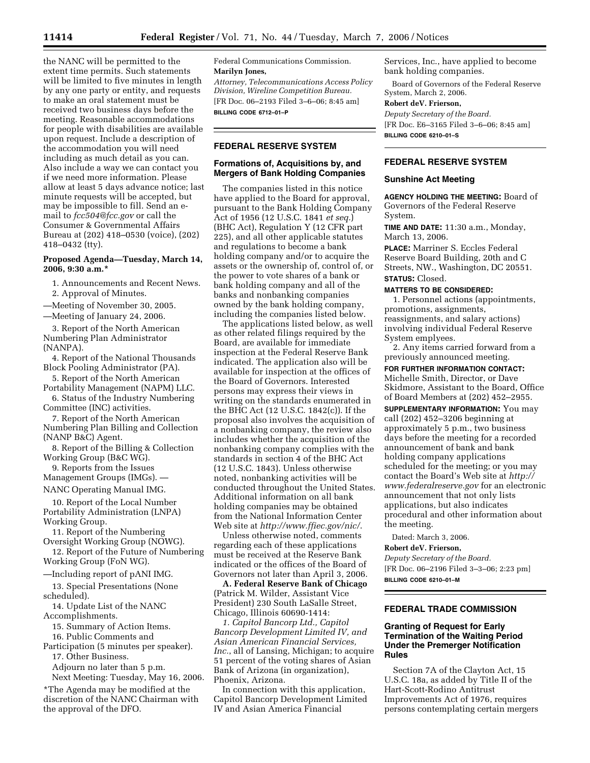the NANC will be permitted to the extent time permits. Such statements will be limited to five minutes in length by any one party or entity, and requests to make an oral statement must be received two business days before the meeting. Reasonable accommodations for people with disabilities are available upon request. Include a description of the accommodation you will need including as much detail as you can. Also include a way we can contact you if we need more information. Please allow at least 5 days advance notice; last minute requests will be accepted, but may be impossible to fill. Send an e-mail to *fcc504@fcc.gov* or call the Consumer & Governmental Affairs Bureau at (202) 418–0530 (voice), (202) 418–0432 (tty).

**Proposed Agenda—Tuesday, March 14, 2006, 9:30 a.m.***

1. Announcements and Recent News.
2. Approval of Minutes.

—Meeting of November 30, 2005.
—Meeting of January 24, 2006.

3. Report of the North American Numbering Plan Administrator (NANPA).
4. Report of the National Thousands Block Pooling Administrator (PA).
5. Report of the North American Portability Management (NAPM) LLC.
6. Status of the Industry Numbering Committee (INC) activities.
7. Report of the North American Numbering Plan Billing and Collection (NANP B&C) Agent.
8. Report of the Billing & Collection Working Group (B&C WG).
9. Reports from the Issues Management Groups (IMGs). —

NANC Operating Manual IMG.

10. Report of the Local Number Portability Administration (LNPA) Working Group.
11. Report of the Numbering Oversight Working Group (NOWG).
12. Report of the Future of Numbering Working Group (FoN WG).

—Including report of pANI IMG.

13. Special Presentations (None scheduled).
14. Update List of the NANC Accomplishments.
15. Summary of Action Items.
16. Public Comments and Participation (5 minutes per speaker).
17. Other Business.

Adjourn no later than 5 p.m.

Next Meeting: Tuesday, May 16, 2006.

*The Agenda may be modified at the discretion of the NANC Chairman with the approval of the DFO.

Federal Communications Commission.

**Marilyn Jones,**

*Attorney, Telecommunications Access Policy Division, Wireline Competition Bureau.*

[FR Doc. 06–2193 Filed 3–6–06; 8:45 am]

**BILLING CODE 6712–01–P**

## FEDERAL RESERVE SYSTEM

### Formations of, Acquisitions by, and Mergers of Bank Holding Companies

The companies listed in this notice have applied to the Board for approval, pursuant to the Bank Holding Company Act of 1956 (12 U.S.C. 1841 *et seq.*) (BHC Act), Regulation Y (12 CFR part 225), and all other applicable statutes and regulations to become a bank holding company and/or to acquire the assets or the ownership of, control of, or the power to vote shares of a bank or bank holding company and all of the banks and nonbanking companies owned by the bank holding company, including the companies listed below.

The applications listed below, as well as other related filings required by the Board, are available for immediate inspection at the Federal Reserve Bank indicated. The application also will be available for inspection at the offices of the Board of Governors. Interested persons may express their views in writing on the standards enumerated in the BHC Act (12 U.S.C. 1842(c)). If the proposal also involves the acquisition of a nonbanking company, the review also includes whether the acquisition of the nonbanking company complies with the standards in section 4 of the BHC Act (12 U.S.C. 1843). Unless otherwise noted, nonbanking activities will be conducted throughout the United States. Additional information on all bank holding companies may be obtained from the National Information Center Web site at *http://www.ffiec.gov/nic/*.

Unless otherwise noted, comments regarding each of these applications must be received at the Reserve Bank indicated or the offices of the Board of Governors not later than April 3, 2006.

**A. Federal Reserve Bank of Chicago** (Patrick M. Wilder, Assistant Vice President) 230 South LaSalle Street, Chicago, Illinois 60690-1414:

*1. Capitol Bancorp Ltd., Capitol Bancorp Development Limited IV, and Asian American Financial Services, Inc.*, all of Lansing, Michigan; to acquire 51 percent of the voting shares of Asian Bank of Arizona (in organization), Phoenix, Arizona.

In connection with this application, Capitol Bancorp Development Limited IV and Asian America Financial Services, Inc., have applied to become bank holding companies.

Board of Governors of the Federal Reserve System, March 2, 2006.

**Robert deV. Frierson,**

*Deputy Secretary of the Board.*

[FR Doc. E6–3165 Filed 3–6–06; 8:45 am]

**BILLING CODE 6210–01–S**

## FEDERAL RESERVE SYSTEM

### Sunshine Act Meeting

**AGENCY HOLDING THE MEETING:** Board of Governors of the Federal Reserve System.

**TIME AND DATE:** 11:30 a.m., Monday, March 13, 2006.

**PLACE:** Marriner S. Eccles Federal Reserve Board Building, 20th and C Streets, NW., Washington, DC 20551.

**STATUS:** Closed.

**MATTERS TO BE CONSIDERED:**

1. Personnel actions (appointments, promotions, assignments, reassignments, and salary actions) involving individual Federal Reserve System emplyees.
2. Any items carried forward from a previously announced meeting.

**FOR FURTHER INFORMATION CONTACT:** Michelle Smith, Director, or Dave Skidmore, Assistant to the Board, Office of Board Members at (202) 452–2955.

**SUPPLEMENTARY INFORMATION:** You may call (202) 452–3206 beginning at approximately 5 p.m., two business days before the meeting for a recorded announcement of bank and bank holding company applications scheduled for the meeting; or you may contact the Board's Web site at *http://www.federalreserve.gov* for an electronic announcement that not only lists applications, but also indicates procedural and other information about the meeting.

Dated: March 3, 2006.

**Robert deV. Frierson,**

*Deputy Secretary of the Board.*

[FR Doc. 06–2196 Filed 3–3–06; 2:23 pm]

**BILLING CODE 6210–01–M**

## FEDERAL TRADE COMMISSION

### Granting of Request for Early Termination of the Waiting Period Under the Premerger Notification Rules

Section 7A of the Clayton Act, 15 U.S.C. 18a, as added by Title II of the Hart-Scott-Rodino Antitrust Improvements Act of 1976, requires persons contemplating certain mergers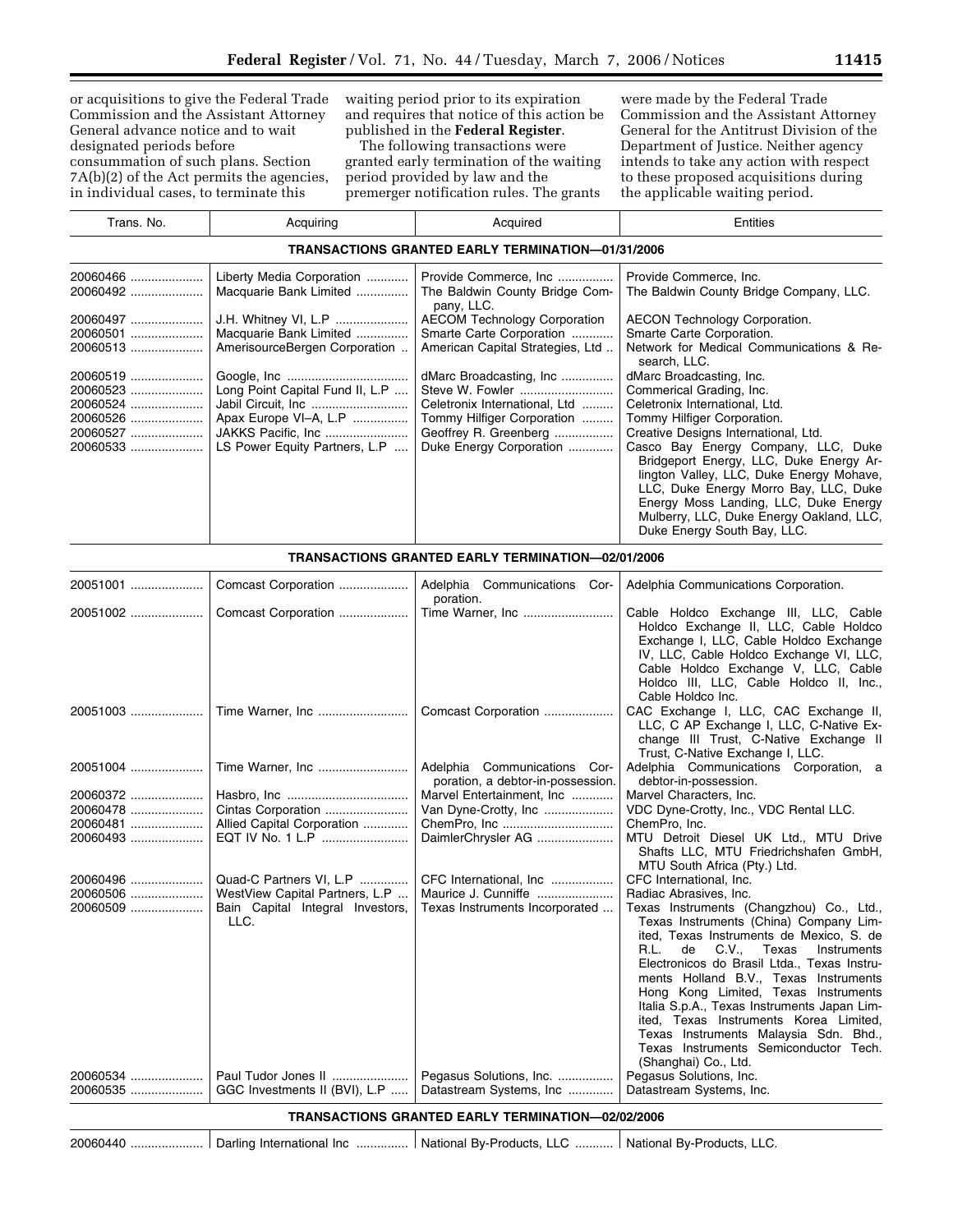or acquisitions to give the Federal Trade Commission and the Assistant Attorney General advance notice and to wait designated periods before consummation of such plans. Section 7A(b)(2) of the Act permits the agencies, in individual cases, to terminate this waiting period prior to its expiration and requires that notice of this action be published in the **Federal Register**.

The following transactions were granted early termination of the waiting period provided by law and the premerger notification rules. The grants were made by the Federal Trade Commission and the Assistant Attorney General for the Antitrust Division of the Department of Justice. Neither agency intends to take any action with respect to these proposed acquisitions during the applicable waiting period.

| Trans. No. | Acquiring | Acquired | Entities |
|---|---|---|---|
| **TRANSACTIONS GRANTED EARLY TERMINATION—01/31/2006** | | | |
| 20060466 | Liberty Media Corporation | Provide Commerce, Inc | Provide Commerce, Inc. |
| 20060492 | Macquarie Bank Limited | The Baldwin County Bridge Company, LLC. | The Baldwin County Bridge Company, LLC. |
| 20060497 | J.H. Whitney VI, L.P | AECOM Technology Corporation | AECON Technology Corporation. |
| 20060501 | Macquarie Bank Limited | Smarte Carte Corporation | Smarte Carte Corporation. |
| 20060513 | AmerisourceBergen Corporation | American Capital Strategies, Ltd | Network for Medical Communications & Research, LLC. |
| 20060519 | Google, Inc | dMarc Broadcasting, Inc | dMarc Broadcasting, Inc. |
| 20060523 | Long Point Capital Fund II, L.P | Steve W. Fowler | Commerical Grading, Inc. |
| 20060524 | Jabil Circuit, Inc | Celetronix International, Ltd | Celetronix International, Ltd. |
| 20060526 | Apax Europe VI–A, L.P | Tommy Hilfiger Corporation | Tommy Hilfiger Corporation. |
| 20060527 | JAKKS Pacific, Inc | Geoffrey R. Greenberg | Creative Designs International, Ltd. |
| 20060533 | LS Power Equity Partners, L.P | Duke Energy Corporation | Casco Bay Energy Company, LLC, Duke Bridgeport Energy, LLC, Duke Energy Arlington Valley, LLC, Duke Energy Mohave, LLC, Duke Energy Morro Bay, LLC, Duke Energy Moss Landing, LLC, Duke Energy Mulberry, LLC, Duke Energy Oakland, LLC, Duke Energy South Bay, LLC. |
| **TRANSACTIONS GRANTED EARLY TERMINATION—02/01/2006** | | | |
| 20051001 | Comcast Corporation | Adelphia Communications Corporation. | Adelphia Communications Corporation. |
| 20051002 | Comcast Corporation | Time Warner, Inc | Cable Holdco Exchange III, LLC, Cable Holdco Exchange II, LLC, Cable Holdco Exchange I, LLC, Cable Holdco Exchange IV, LLC, Cable Holdco Exchange VI, LLC, Cable Holdco Exchange V, LLC, Cable Holdco III, LLC, Cable Holdco II, Inc., Cable Holdco Inc. |
| 20051003 | Time Warner, Inc | Comcast Corporation | CAC Exchange I, LLC, CAC Exchange II, LLC, C AP Exchange I, LLC, C-Native Exchange III Trust, C-Native Exchange II Trust, C-Native Exchange I, LLC. |
| 20051004 | Time Warner, Inc | Adelphia Communications Corporation, a debtor-in-possession. | Adelphia Communications Corporation, a debtor-in-possession. |
| 20060372 | Hasbro, Inc | Marvel Entertainment, Inc | Marvel Characters, Inc. |
| 20060478 | Cintas Corporation | Van Dyne-Crotty, Inc | VDC Dyne-Crotty, Inc., VDC Rental LLC. |
| 20060481 | Allied Capital Corporation | ChemPro, Inc | ChemPro, Inc. |
| 20060493 | EQT IV No. 1 L.P | DaimlerChrysler AG | MTU Detroit Diesel UK Ltd., MTU Drive Shafts LLC, MTU Friedrichshafen GmbH, MTU South Africa (Pty.) Ltd. |
| 20060496 | Quad-C Partners VI, L.P | CFC International, Inc | CFC International, Inc. |
| 20060506 | WestView Capital Partners, L.P | Maurice J. Cunniffe | Radiac Abrasives, Inc. |
| 20060509 | Bain Capital Integral Investors, LLC. | Texas Instruments Incorporated | Texas Instruments (Changzhou) Co., Ltd., Texas Instruments (China) Company Limited, Texas Instruments de Mexico, S. de R.L. de C.V., Texas Instruments Electronicos do Brasil Ltda., Texas Instruments Holland B.V., Texas Instruments Hong Kong Limited, Texas Instruments Italia S.p.A., Texas Instruments Japan Limited, Texas Instruments Korea Limited, Texas Instruments Malaysia Sdn. Bhd., Texas Instruments Semiconductor Tech. (Shanghai) Co., Ltd. |
| 20060534 | Paul Tudor Jones II | Pegasus Solutions, Inc. | Pegasus Solutions, Inc. |
| 20060535 | GGC Investments II (BVI), L.P | Datastream Systems, Inc | Datastream Systems, Inc. |
| **TRANSACTIONS GRANTED EARLY TERMINATION—02/02/2006** | | | |
| 20060440 | Darling International Inc | National By-Products, LLC | National By-Products, LLC. |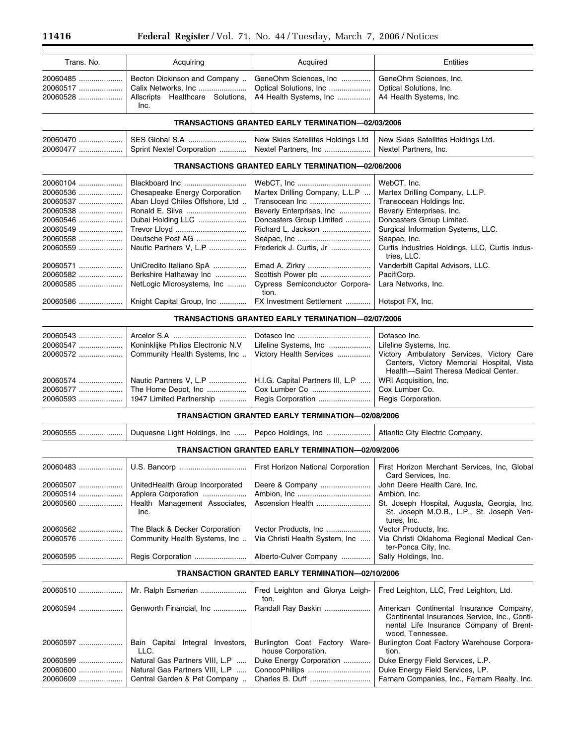| Trans. No. | Acquiring | Acquired | Entities |
| --- | --- | --- | --- |
| 20060485 | Becton Dickinson and Company | GeneOhm Sciences, Inc | GeneOhm Sciences, Inc. |
| 20060517 | Calix Networks, Inc | Optical Solutions, Inc | Optical Solutions, Inc. |
| 20060528 | Allscripts Healthcare Solutions, Inc. | A4 Health Systems, Inc | A4 Health Systems, Inc. |
| **TRANSACTIONS GRANTED EARLY TERMINATION—02/03/2006** | | | |
| 20060470 | SES Global S.A | New Skies Satellites Holdings Ltd | New Skies Satellites Holdings Ltd. |
| 20060477 | Sprint Nextel Corporation | Nextel Partners, Inc | Nextel Partners, Inc. |
| **TRANSACTIONS GRANTED EARLY TERMINATION—02/06/2006** | | | |
| 20060104 | Blackboard Inc | WebCT, Inc | WebCT, Inc. |
| 20060536 | Chesapeake Energy Corporation | Martex Drilling Company, L.L.P | Martex Drilling Company, L.L.P. |
| 20060537 | Aban Lloyd Chiles Offshore, Ltd | Transocean Inc | Transocean Holdings Inc. |
| 20060538 | Ronald E. Silva | Beverly Enterprises, Inc | Beverly Enterprises, Inc. |
| 20060546 | Dubai Holding LLC | Doncasters Group Limited | Doncasters Group Limited. |
| 20060549 | Trevor Lloyd | Richard L. Jackson | Surgical Information Systems, LLC. |
| 20060558 | Deutsche Post AG | Seapac, Inc | Seapac, Inc. |
| 20060559 | Nautic Partners V, L.P | Frederick J. Curtis, Jr | Curtis Industries Holdings, LLC, Curtis Industries, LLC. |
| 20060571 | UniCredito Italiano SpA | Emad A. Zirkry | Vanderbilt Capital Advisors, LLC. |
| 20060582 | Berkshire Hathaway Inc | Scottish Power plc | PacifiCorp. |
| 20060585 | NetLogic Microsystems, Inc | Cypress Semiconductor Corporation. | Lara Networks, Inc. |
| 20060586 | Knight Capital Group, Inc | FX Investment Settlement | Hotspot FX, Inc. |
| **TRANSACTIONS GRANTED EARLY TERMINATION—02/07/2006** | | | |
| 20060543 | Arcelor S.A | Dofasco Inc | Dofasco Inc. |
| 20060547 | Koninklijke Philips Electronic N.V | Lifeline Systems, Inc | Lifeline Systems, Inc. |
| 20060572 | Community Health Systems, Inc | Victory Health Services | Victory Ambulatory Services, Victory Care Centers, Victory Memorial Hospital, Vista Health—Saint Theresa Medical Center. |
| 20060574 | Nautic Partners V, L.P | H.I.G. Capital Partners III, L.P | WRI Acquisition, Inc. |
| 20060577 | The Home Depot, Inc | Cox Lumber Co | Cox Lumber Co. |
| 20060593 | 1947 Limited Partnership | Regis Corporation | Regis Corporation. |
| **TRANSACTION GRANTED EARLY TERMINATION—02/08/2006** | | | |
| 20060555 | Duquesne Light Holdings, Inc | Pepco Holdings, Inc | Atlantic City Electric Company. |
| **TRANSACTION GRANTED EARLY TERMINATION—02/09/2006** | | | |
| 20060483 | U.S. Bancorp | First Horizon National Corporation | First Horizon Merchant Services, Inc, Global Card Services, Inc. |
| 20060507 | UnitedHealth Group Incorporated | Deere & Company | John Deere Health Care, Inc. |
| 20060514 | Applera Corporation | Ambion, Inc | Ambion, Inc. |
| 20060560 | Health Management Associates, Inc. | Ascension Health | St. Joseph Hospital, Augusta, Georgia, Inc, St. Joseph M.O.B., L.P., St. Joseph Ventures, Inc. |
| 20060562 | The Black & Decker Corporation | Vector Products, Inc | Vector Products, Inc. |
| 20060576 | Community Health Systems, Inc | Via Christi Health System, Inc | Via Christi Oklahoma Regional Medical Center-Ponca City, Inc. |
| 20060595 | Regis Corporation | Alberto-Culver Company | Sally Holdings, Inc. |
| **TRANSACTION GRANTED EARLY TERMINATION—02/10/2006** | | | |
| 20060510 | Mr. Ralph Esmerian | Fred Leighton and Glorya Leighton. | Fred Leighton, LLC, Fred Leighton, Ltd. |
| 20060594 | Genworth Financial, Inc | Randall Ray Baskin | American Continental Insurance Company, Continental Insurances Service, Inc., Continental Life Insurance Company of Brentwood, Tennessee. |
| 20060597 | Bain Capital Integral Investors, LLC. | Burlington Coat Factory Warehouse Corporation. | Burlington Coat Factory Warehouse Corporation. |
| 20060599 | Natural Gas Partners VIII, L.P | Duke Energy Corporation | Duke Energy Field Services, L.P. |
| 20060600 | Natural Gas Partners VIII, L.P | ConocoPhillips | Duke Energy Field Services, LP. |
| 20060609 | Central Garden & Pet Company | Charles B. Duff | Farnam Companies, Inc., Farnam Realty, Inc. |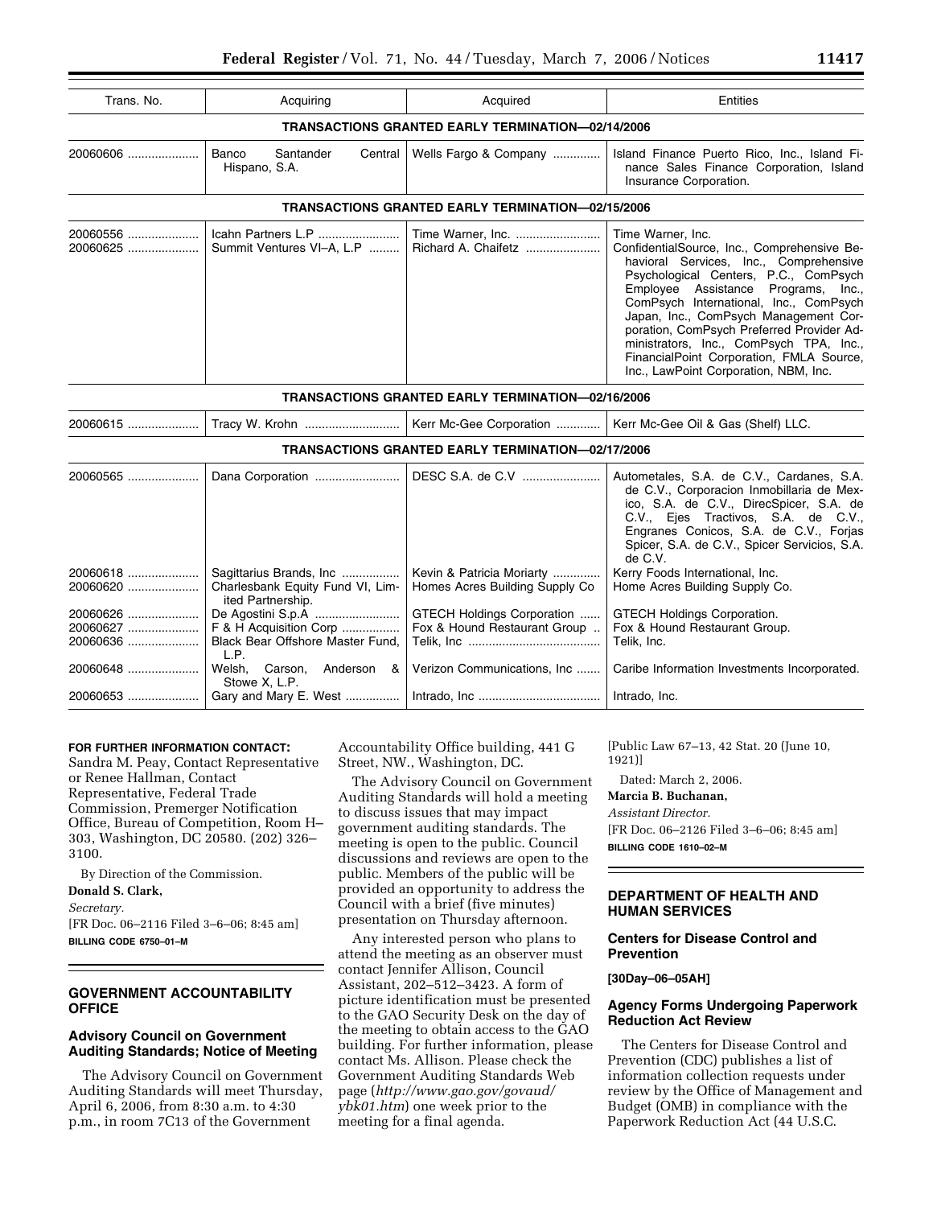| Trans. No. | Acquiring | Acquired | Entities |
|---|---|---|---|
| **TRANSACTIONS GRANTED EARLY TERMINATION—02/14/2006** | | | |
| 20060606 | Banco Santander Central Hispano, S.A. | Wells Fargo & Company | Island Finance Puerto Rico, Inc., Island Finance Sales Finance Corporation, Island Insurance Corporation. |
| **TRANSACTIONS GRANTED EARLY TERMINATION—02/15/2006** | | | |
| 20060556 | Icahn Partners L.P | Time Warner, Inc. | Time Warner, Inc. |
| 20060625 | Summit Ventures VI–A, L.P | Richard A. Chaifetz | ConfidentialSource, Inc., Comprehensive Behavioral Services, Inc., Comprehensive Psychological Centers, P.C., ComPsych Employee Assistance Programs, Inc., ComPsych International, Inc., ComPsych Japan, Inc., ComPsych Management Corporation, ComPsych Preferred Provider Administrators, Inc., ComPsych TPA, Inc., FinancialPoint Corporation, FMLA Source, Inc., LawPoint Corporation, NBM, Inc. |
| **TRANSACTIONS GRANTED EARLY TERMINATION—02/16/2006** | | | |
| 20060615 | Tracy W. Krohn | Kerr Mc-Gee Corporation | Kerr Mc-Gee Oil & Gas (Shelf) LLC. |
| **TRANSACTIONS GRANTED EARLY TERMINATION—02/17/2006** | | | |
| 20060565 | Dana Corporation | DESC S.A. de C.V | Autometales, S.A. de C.V., Cardanes, S.A. de C.V., Corporacion Inmobillaria de Mexico, S.A. de C.V., DirecSpicer, S.A. de C.V., Ejes Tractivos, S.A. de C.V., Engranes Conicos, S.A. de C.V., Forjas Spicer, S.A. de C.V., Spicer Servicios, S.A. de C.V. |
| 20060618 | Sagittarius Brands, Inc | Kevin & Patricia Moriarty | Kerry Foods International, Inc. |
| 20060620 | Charlesbank Equity Fund VI, Limited Partnership. | Homes Acres Building Supply Co | Home Acres Building Supply Co. |
| 20060626 | De Agostini S.p.A | GTECH Holdings Corporation | GTECH Holdings Corporation. |
| 20060627 | F & H Acquisition Corp | Fox & Hound Restaurant Group | Fox & Hound Restaurant Group. |
| 20060636 | Black Bear Offshore Master Fund, L.P. | Telik, Inc | Telik, Inc. |
| 20060648 | Welsh, Carson, Anderson & Stowe X, L.P. | Verizon Communications, Inc | Caribe Information Investments Incorporated. |
| 20060653 | Gary and Mary E. West | Intrado, Inc | Intrado, Inc. |

**FOR FURTHER INFORMATION CONTACT:** Sandra M. Peay, Contact Representative or Renee Hallman, Contact Representative, Federal Trade Commission, Premerger Notification Office, Bureau of Competition, Room H–303, Washington, DC 20580. (202) 326–3100.

By Direction of the Commission.

**Donald S. Clark,**

*Secretary.*

[FR Doc. 06–2116 Filed 3–6–06; 8:45 am]

**BILLING CODE 6750–01–M**

## GOVERNMENT ACCOUNTABILITY OFFICE

### Advisory Council on Government Auditing Standards; Notice of Meeting

The Advisory Council on Government Auditing Standards will meet Thursday, April 6, 2006, from 8:30 a.m. to 4:30 p.m., in room 7C13 of the Government Accountability Office building, 441 G Street, NW., Washington, DC.

The Advisory Council on Government Auditing Standards will hold a meeting to discuss issues that may impact government auditing standards. The meeting is open to the public. Council discussions and reviews are open to the public. Members of the public will be provided an opportunity to address the Council with a brief (five minutes) presentation on Thursday afternoon.

Any interested person who plans to attend the meeting as an observer must contact Jennifer Allison, Council Assistant, 202–512–3423. A form of picture identification must be presented to the GAO Security Desk on the day of the meeting to obtain access to the GAO building. For further information, please contact Ms. Allison. Please check the Government Auditing Standards Web page (*http://www.gao.gov/govaud/ybk01.htm*) one week prior to the meeting for a final agenda.

[Public Law 67–13, 42 Stat. 20 (June 10, 1921)]

Dated: March 2, 2006.

**Marcia B. Buchanan,**

*Assistant Director.*

[FR Doc. 06–2126 Filed 3–6–06; 8:45 am]

**BILLING CODE 1610–02–M**

## DEPARTMENT OF HEALTH AND HUMAN SERVICES

### Centers for Disease Control and Prevention

**[30Day–06–05AH]**

### Agency Forms Undergoing Paperwork Reduction Act Review

The Centers for Disease Control and Prevention (CDC) publishes a list of information collection requests under review by the Office of Management and Budget (OMB) in compliance with the Paperwork Reduction Act (44 U.S.C.